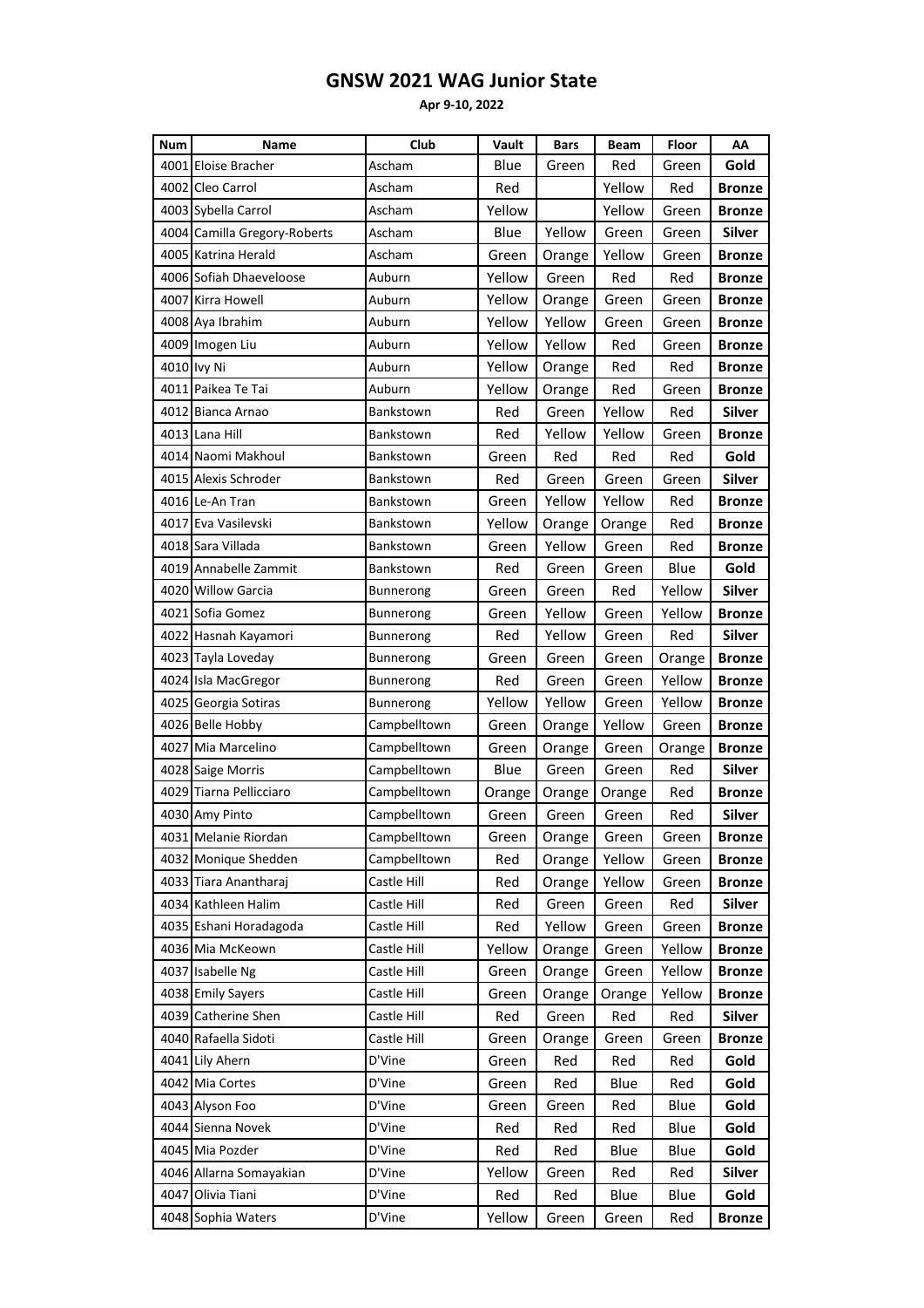# GNSW 2021 WAG Junior State

**Apr 9-10, 2022**

| Num | Name | Club | Vault | Bars | Beam | Floor | AA |
|---|---|---|---|---|---|---|---|
| 4001 | Eloise Bracher | Ascham | Blue | Green | Red | Green | **Gold** |
| 4002 | Cleo Carrol | Ascham | Red | | Yellow | Red | **Bronze** |
| 4003 | Sybella Carrol | Ascham | Yellow | | Yellow | Green | **Bronze** |
| 4004 | Camilla Gregory-Roberts | Ascham | Blue | Yellow | Green | Green | **Silver** |
| 4005 | Katrina Herald | Ascham | Green | Orange | Yellow | Green | **Bronze** |
| 4006 | Sofiah Dhaeveloose | Auburn | Yellow | Green | Red | Red | **Bronze** |
| 4007 | Kirra Howell | Auburn | Yellow | Orange | Green | Green | **Bronze** |
| 4008 | Aya Ibrahim | Auburn | Yellow | Yellow | Green | Green | **Bronze** |
| 4009 | Imogen Liu | Auburn | Yellow | Yellow | Red | Green | **Bronze** |
| 4010 | Ivy Ni | Auburn | Yellow | Orange | Red | Red | **Bronze** |
| 4011 | Paikea Te Tai | Auburn | Yellow | Orange | Red | Green | **Bronze** |
| 4012 | Bianca Arnao | Bankstown | Red | Green | Yellow | Red | **Silver** |
| 4013 | Lana Hill | Bankstown | Red | Yellow | Yellow | Green | **Bronze** |
| 4014 | Naomi Makhoul | Bankstown | Green | Red | Red | Red | **Gold** |
| 4015 | Alexis Schroder | Bankstown | Red | Green | Green | Green | **Silver** |
| 4016 | Le-An Tran | Bankstown | Green | Yellow | Yellow | Red | **Bronze** |
| 4017 | Eva Vasilevski | Bankstown | Yellow | Orange | Orange | Red | **Bronze** |
| 4018 | Sara Villada | Bankstown | Green | Yellow | Green | Red | **Bronze** |
| 4019 | Annabelle Zammit | Bankstown | Red | Green | Green | Blue | **Gold** |
| 4020 | Willow Garcia | Bunnerong | Green | Green | Red | Yellow | **Silver** |
| 4021 | Sofia Gomez | Bunnerong | Green | Yellow | Green | Yellow | **Bronze** |
| 4022 | Hasnah Kayamori | Bunnerong | Red | Yellow | Green | Red | **Silver** |
| 4023 | Tayla Loveday | Bunnerong | Green | Green | Green | Orange | **Bronze** |
| 4024 | Isla MacGregor | Bunnerong | Red | Green | Green | Yellow | **Bronze** |
| 4025 | Georgia Sotiras | Bunnerong | Yellow | Yellow | Green | Yellow | **Bronze** |
| 4026 | Belle Hobby | Campbelltown | Green | Orange | Yellow | Green | **Bronze** |
| 4027 | Mia Marcelino | Campbelltown | Green | Orange | Green | Orange | **Bronze** |
| 4028 | Saige Morris | Campbelltown | Blue | Green | Green | Red | **Silver** |
| 4029 | Tiarna Pellicciaro | Campbelltown | Orange | Orange | Orange | Red | **Bronze** |
| 4030 | Amy Pinto | Campbelltown | Green | Green | Green | Red | **Silver** |
| 4031 | Melanie Riordan | Campbelltown | Green | Orange | Green | Green | **Bronze** |
| 4032 | Monique Shedden | Campbelltown | Red | Orange | Yellow | Green | **Bronze** |
| 4033 | Tiara Anantharaj | Castle Hill | Red | Orange | Yellow | Green | **Bronze** |
| 4034 | Kathleen Halim | Castle Hill | Red | Green | Green | Red | **Silver** |
| 4035 | Eshani Horadagoda | Castle Hill | Red | Yellow | Green | Green | **Bronze** |
| 4036 | Mia McKeown | Castle Hill | Yellow | Orange | Green | Yellow | **Bronze** |
| 4037 | Isabelle Ng | Castle Hill | Green | Orange | Green | Yellow | **Bronze** |
| 4038 | Emily Sayers | Castle Hill | Green | Orange | Orange | Yellow | **Bronze** |
| 4039 | Catherine Shen | Castle Hill | Red | Green | Red | Red | **Silver** |
| 4040 | Rafaella Sidoti | Castle Hill | Green | Orange | Green | Green | **Bronze** |
| 4041 | Lily Ahern | D'Vine | Green | Red | Red | Red | **Gold** |
| 4042 | Mia Cortes | D'Vine | Green | Red | Blue | Red | **Gold** |
| 4043 | Alyson Foo | D'Vine | Green | Green | Red | Blue | **Gold** |
| 4044 | Sienna Novek | D'Vine | Red | Red | Red | Blue | **Gold** |
| 4045 | Mia Pozder | D'Vine | Red | Red | Blue | Blue | **Gold** |
| 4046 | Allarna Somayakian | D'Vine | Yellow | Green | Red | Red | **Silver** |
| 4047 | Olivia Tiani | D'Vine | Red | Red | Blue | Blue | **Gold** |
| 4048 | Sophia Waters | D'Vine | Yellow | Green | Green | Red | **Bronze** |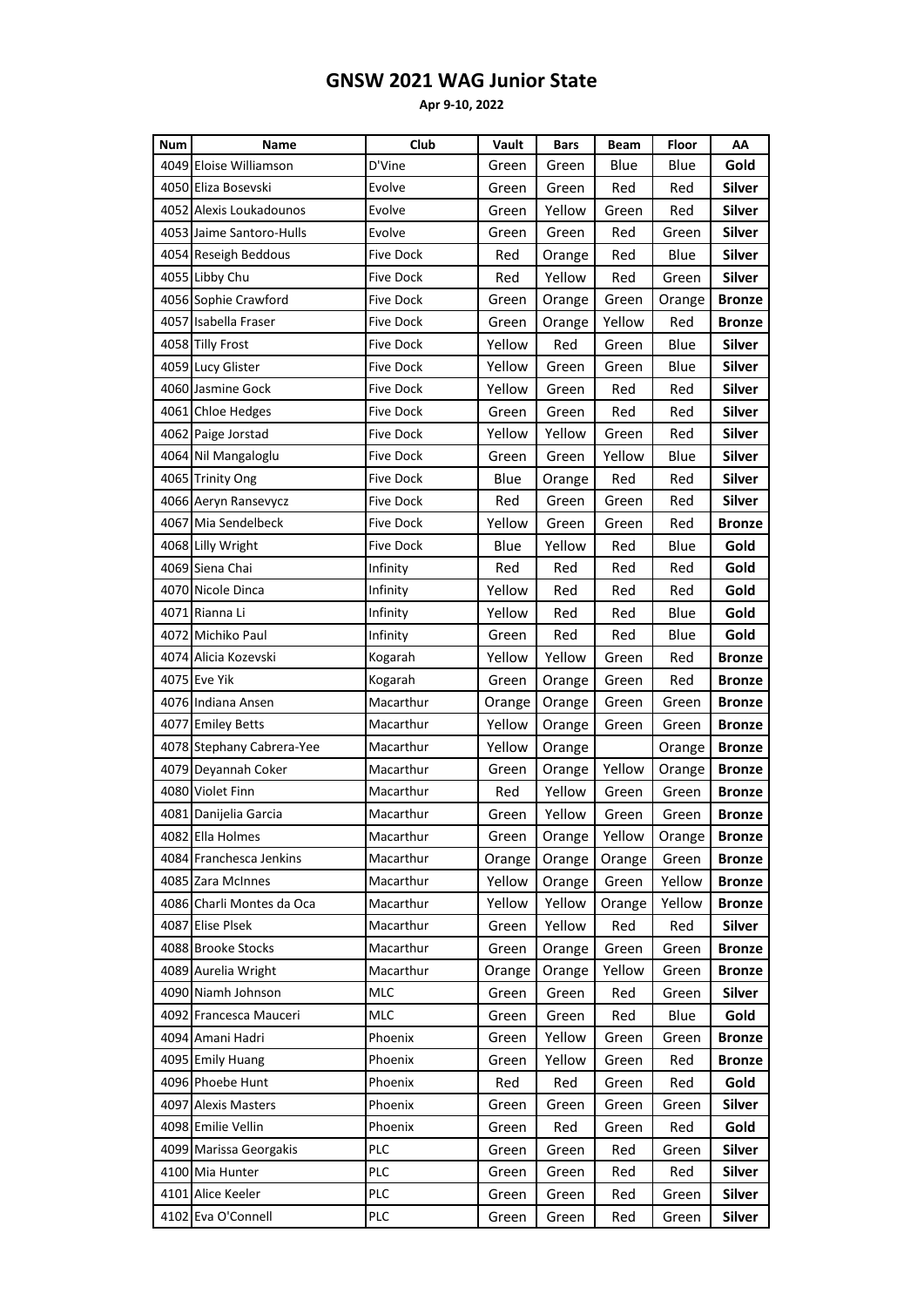# GNSW 2021 WAG Junior State

**Apr 9-10, 2022**

| Num | Name | Club | Vault | Bars | Beam | Floor | AA |
|---|---|---|---|---|---|---|---|
| 4049 | Eloise Williamson | D'Vine | Green | Green | Blue | Blue | **Gold** |
| 4050 | Eliza Bosevski | Evolve | Green | Green | Red | Red | **Silver** |
| 4052 | Alexis Loukadounos | Evolve | Green | Yellow | Green | Red | **Silver** |
| 4053 | Jaime Santoro-Hulls | Evolve | Green | Green | Red | Green | **Silver** |
| 4054 | Reseigh Beddous | Five Dock | Red | Orange | Red | Blue | **Silver** |
| 4055 | Libby Chu | Five Dock | Red | Yellow | Red | Green | **Silver** |
| 4056 | Sophie Crawford | Five Dock | Green | Orange | Green | Orange | **Bronze** |
| 4057 | Isabella Fraser | Five Dock | Green | Orange | Yellow | Red | **Bronze** |
| 4058 | Tilly Frost | Five Dock | Yellow | Red | Green | Blue | **Silver** |
| 4059 | Lucy Glister | Five Dock | Yellow | Green | Green | Blue | **Silver** |
| 4060 | Jasmine Gock | Five Dock | Yellow | Green | Red | Red | **Silver** |
| 4061 | Chloe Hedges | Five Dock | Green | Green | Red | Red | **Silver** |
| 4062 | Paige Jorstad | Five Dock | Yellow | Yellow | Green | Red | **Silver** |
| 4064 | Nil Mangaloglu | Five Dock | Green | Green | Yellow | Blue | **Silver** |
| 4065 | Trinity Ong | Five Dock | Blue | Orange | Red | Red | **Silver** |
| 4066 | Aeryn Ransevycz | Five Dock | Red | Green | Green | Red | **Silver** |
| 4067 | Mia Sendelbeck | Five Dock | Yellow | Green | Green | Red | **Bronze** |
| 4068 | Lilly Wright | Five Dock | Blue | Yellow | Red | Blue | **Gold** |
| 4069 | Siena Chai | Infinity | Red | Red | Red | Red | **Gold** |
| 4070 | Nicole Dinca | Infinity | Yellow | Red | Red | Red | **Gold** |
| 4071 | Rianna Li | Infinity | Yellow | Red | Red | Blue | **Gold** |
| 4072 | Michiko Paul | Infinity | Green | Red | Red | Blue | **Gold** |
| 4074 | Alicia Kozevski | Kogarah | Yellow | Yellow | Green | Red | **Bronze** |
| 4075 | Eve Yik | Kogarah | Green | Orange | Green | Red | **Bronze** |
| 4076 | Indiana Ansen | Macarthur | Orange | Orange | Green | Green | **Bronze** |
| 4077 | Emiley Betts | Macarthur | Yellow | Orange | Green | Green | **Bronze** |
| 4078 | Stephany Cabrera-Yee | Macarthur | Yellow | Orange | | Orange | **Bronze** |
| 4079 | Deyannah Coker | Macarthur | Green | Orange | Yellow | Orange | **Bronze** |
| 4080 | Violet Finn | Macarthur | Red | Yellow | Green | Green | **Bronze** |
| 4081 | Danijelia Garcia | Macarthur | Green | Yellow | Green | Green | **Bronze** |
| 4082 | Ella Holmes | Macarthur | Green | Orange | Yellow | Orange | **Bronze** |
| 4084 | Franchesca Jenkins | Macarthur | Orange | Orange | Orange | Green | **Bronze** |
| 4085 | Zara McInnes | Macarthur | Yellow | Orange | Green | Yellow | **Bronze** |
| 4086 | Charli Montes da Oca | Macarthur | Yellow | Yellow | Orange | Yellow | **Bronze** |
| 4087 | Elise Plsek | Macarthur | Green | Yellow | Red | Red | **Silver** |
| 4088 | Brooke Stocks | Macarthur | Green | Orange | Green | Green | **Bronze** |
| 4089 | Aurelia Wright | Macarthur | Orange | Orange | Yellow | Green | **Bronze** |
| 4090 | Niamh Johnson | MLC | Green | Green | Red | Green | **Silver** |
| 4092 | Francesca Mauceri | MLC | Green | Green | Red | Blue | **Gold** |
| 4094 | Amani Hadri | Phoenix | Green | Yellow | Green | Green | **Bronze** |
| 4095 | Emily Huang | Phoenix | Green | Yellow | Green | Red | **Bronze** |
| 4096 | Phoebe Hunt | Phoenix | Red | Red | Green | Red | **Gold** |
| 4097 | Alexis Masters | Phoenix | Green | Green | Green | Green | **Silver** |
| 4098 | Emilie Vellin | Phoenix | Green | Red | Green | Red | **Gold** |
| 4099 | Marissa Georgakis | PLC | Green | Green | Red | Green | **Silver** |
| 4100 | Mia Hunter | PLC | Green | Green | Red | Red | **Silver** |
| 4101 | Alice Keeler | PLC | Green | Green | Red | Green | **Silver** |
| 4102 | Eva O'Connell | PLC | Green | Green | Red | Green | **Silver** |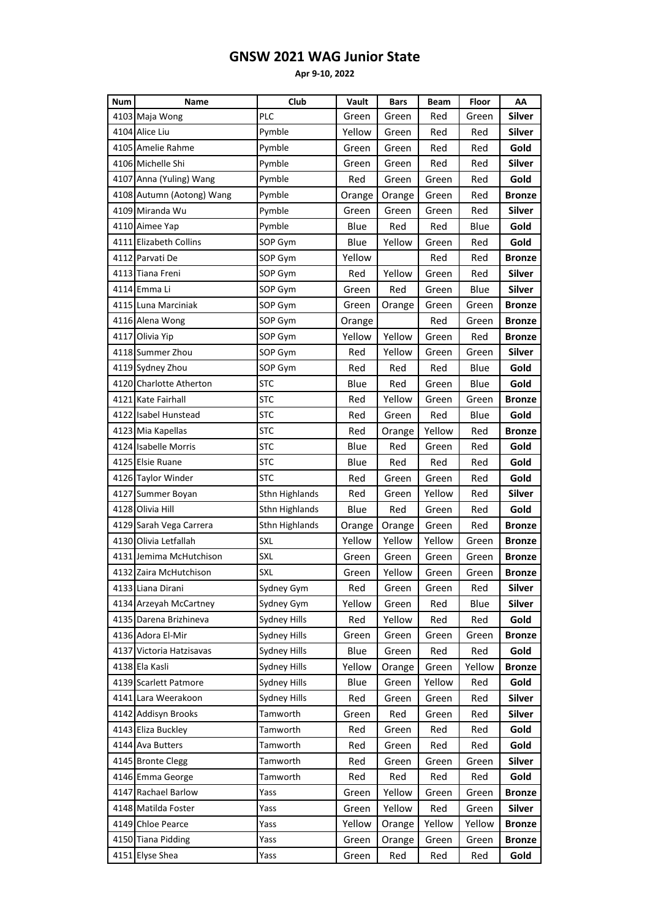# GNSW 2021 WAG Junior State

**Apr 9-10, 2022**

| Num | Name | Club | Vault | Bars | Beam | Floor | AA |
|---|---|---|---|---|---|---|---|
| 4103 | Maja Wong | PLC | Green | Green | Red | Green | **Silver** |
| 4104 | Alice Liu | Pymble | Yellow | Green | Red | Red | **Silver** |
| 4105 | Amelie Rahme | Pymble | Green | Green | Red | Red | **Gold** |
| 4106 | Michelle Shi | Pymble | Green | Green | Red | Red | **Silver** |
| 4107 | Anna (Yuling) Wang | Pymble | Red | Green | Green | Red | **Gold** |
| 4108 | Autumn (Aotong) Wang | Pymble | Orange | Orange | Green | Red | **Bronze** |
| 4109 | Miranda Wu | Pymble | Green | Green | Green | Red | **Silver** |
| 4110 | Aimee Yap | Pymble | Blue | Red | Red | Blue | **Gold** |
| 4111 | Elizabeth Collins | SOP Gym | Blue | Yellow | Green | Red | **Gold** |
| 4112 | Parvati De | SOP Gym | Yellow | | Red | Red | **Bronze** |
| 4113 | Tiana Freni | SOP Gym | Red | Yellow | Green | Red | **Silver** |
| 4114 | Emma Li | SOP Gym | Green | Red | Green | Blue | **Silver** |
| 4115 | Luna Marciniak | SOP Gym | Green | Orange | Green | Green | **Bronze** |
| 4116 | Alena Wong | SOP Gym | Orange | | Red | Green | **Bronze** |
| 4117 | Olivia Yip | SOP Gym | Yellow | Yellow | Green | Red | **Bronze** |
| 4118 | Summer Zhou | SOP Gym | Red | Yellow | Green | Green | **Silver** |
| 4119 | Sydney Zhou | SOP Gym | Red | Red | Red | Blue | **Gold** |
| 4120 | Charlotte Atherton | STC | Blue | Red | Green | Blue | **Gold** |
| 4121 | Kate Fairhall | STC | Red | Yellow | Green | Green | **Bronze** |
| 4122 | Isabel Hunstead | STC | Red | Green | Red | Blue | **Gold** |
| 4123 | Mia Kapellas | STC | Red | Orange | Yellow | Red | **Bronze** |
| 4124 | Isabelle Morris | STC | Blue | Red | Green | Red | **Gold** |
| 4125 | Elsie Ruane | STC | Blue | Red | Red | Red | **Gold** |
| 4126 | Taylor Winder | STC | Red | Green | Green | Red | **Gold** |
| 4127 | Summer Boyan | Sthn Highlands | Red | Green | Yellow | Red | **Silver** |
| 4128 | Olivia Hill | Sthn Highlands | Blue | Red | Green | Red | **Gold** |
| 4129 | Sarah Vega Carrera | Sthn Highlands | Orange | Orange | Green | Red | **Bronze** |
| 4130 | Olivia Letfallah | SXL | Yellow | Yellow | Yellow | Green | **Bronze** |
| 4131 | Jemima McHutchison | SXL | Green | Green | Green | Green | **Bronze** |
| 4132 | Zaira McHutchison | SXL | Green | Yellow | Green | Green | **Bronze** |
| 4133 | Liana Dirani | Sydney Gym | Red | Green | Green | Red | **Silver** |
| 4134 | Arzeyah McCartney | Sydney Gym | Yellow | Green | Red | Blue | **Silver** |
| 4135 | Darena Brizhineva | Sydney Hills | Red | Yellow | Red | Red | **Gold** |
| 4136 | Adora El-Mir | Sydney Hills | Green | Green | Green | Green | **Bronze** |
| 4137 | Victoria Hatzisavas | Sydney Hills | Blue | Green | Red | Red | **Gold** |
| 4138 | Ela Kasli | Sydney Hills | Yellow | Orange | Green | Yellow | **Bronze** |
| 4139 | Scarlett Patmore | Sydney Hills | Blue | Green | Yellow | Red | **Gold** |
| 4141 | Lara Weerakoon | Sydney Hills | Red | Green | Green | Red | **Silver** |
| 4142 | Addisyn Brooks | Tamworth | Green | Red | Green | Red | **Silver** |
| 4143 | Eliza Buckley | Tamworth | Red | Green | Red | Red | **Gold** |
| 4144 | Ava Butters | Tamworth | Red | Green | Red | Red | **Gold** |
| 4145 | Bronte Clegg | Tamworth | Red | Green | Green | Green | **Silver** |
| 4146 | Emma George | Tamworth | Red | Red | Red | Red | **Gold** |
| 4147 | Rachael Barlow | Yass | Green | Yellow | Green | Green | **Bronze** |
| 4148 | Matilda Foster | Yass | Green | Yellow | Red | Green | **Silver** |
| 4149 | Chloe Pearce | Yass | Yellow | Orange | Yellow | Yellow | **Bronze** |
| 4150 | Tiana Pidding | Yass | Green | Orange | Green | Green | **Bronze** |
| 4151 | Elyse Shea | Yass | Green | Red | Red | Red | **Gold** |